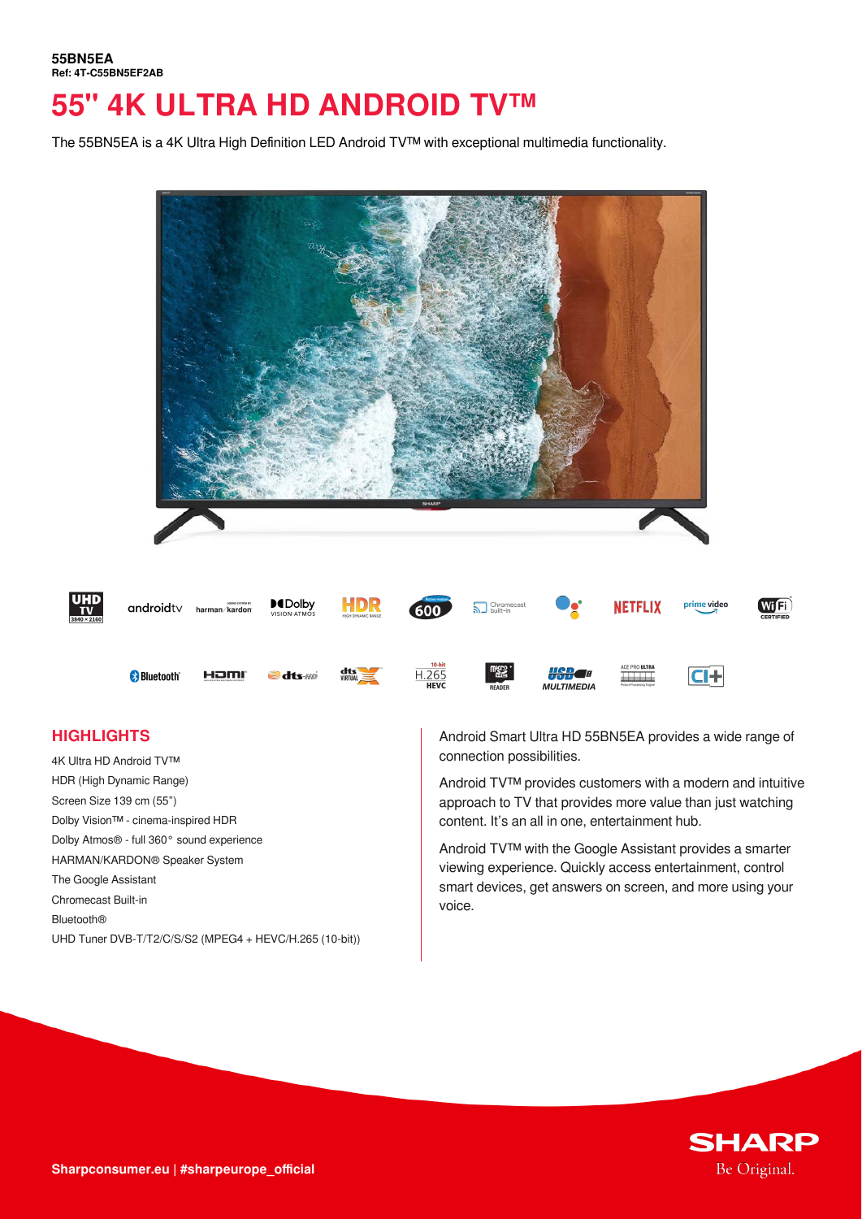**55BN5EA**
**Ref: 4T-C55BN5EF2AB**

# 55" 4K ULTRA HD ANDROID TV™

The 55BN5EA is a 4K Ultra High Definition LED Android TV™ with exceptional multimedia functionality.

## HIGHLIGHTS

4K Ultra HD Android TV™
HDR (High Dynamic Range)
Screen Size 139 cm (55")
Dolby Vision™ - cinema-inspired HDR
Dolby Atmos® - full 360° sound experience
HARMAN/KARDON® Speaker System
The Google Assistant
Chromecast Built-in
Bluetooth®
UHD Tuner DVB-T/T2/C/S/S2 (MPEG4 + HEVC/H.265 (10-bit))

Android Smart Ultra HD 55BN5EA provides a wide range of connection possibilities.

Android TV™ provides customers with a modern and intuitive approach to TV that provides more value than just watching content. It's an all in one, entertainment hub.

Android TV™ with the Google Assistant provides a smarter viewing experience. Quickly access entertainment, control smart devices, get answers on screen, and more using your voice.

**Sharpconsumer.eu | #sharpeurope_official**

SHARP
Be Original.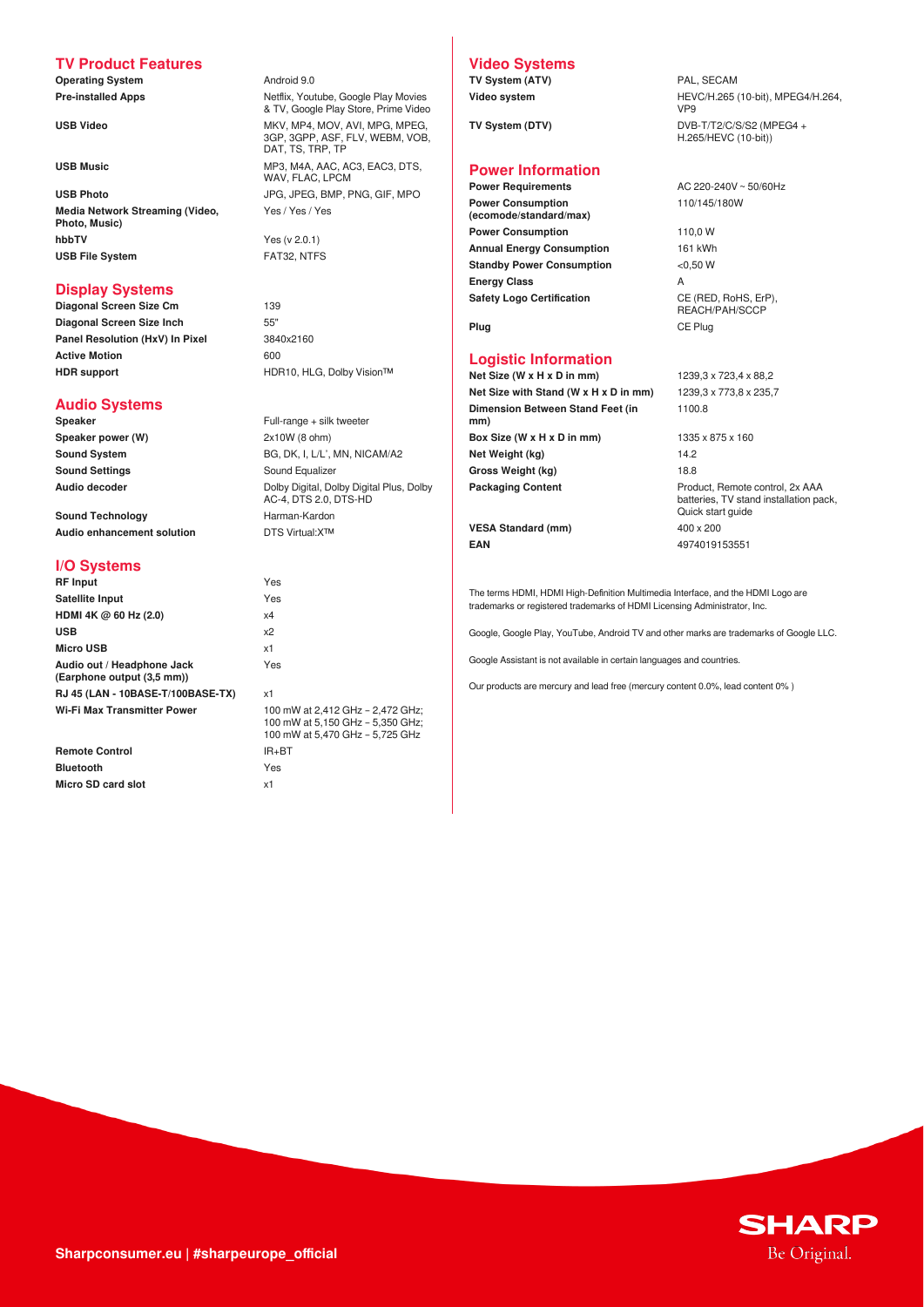## TV Product Features

| | |
|---|---|
| **Operating System** | Android 9.0 |
| **Pre-installed Apps** | Netflix, Youtube, Google Play Movies & TV, Google Play Store, Prime Video |
| **USB Video** | MKV, MP4, MOV, AVI, MPG, MPEG, 3GP, 3GPP, ASF, FLV, WEBM, VOB, DAT, TS, TRP, TP |
| **USB Music** | MP3, M4A, AAC, AC3, EAC3, DTS, WAV, FLAC, LPCM |
| **USB Photo** | JPG, JPEG, BMP, PNG, GIF, MPO |
| **Media Network Streaming (Video, Photo, Music)** | Yes / Yes / Yes |
| **hbbTV** | Yes (v 2.0.1) |
| **USB File System** | FAT32, NTFS |

## Display Systems

| | |
|---|---|
| **Diagonal Screen Size Cm** | 139 |
| **Diagonal Screen Size Inch** | 55" |
| **Panel Resolution (HxV) In Pixel** | 3840x2160 |
| **Active Motion** | 600 |
| **HDR support** | HDR10, HLG, Dolby Vision™ |

## Audio Systems

| | |
|---|---|
| **Speaker** | Full-range + silk tweeter |
| **Speaker power (W)** | 2x10W (8 ohm) |
| **Sound System** | BG, DK, I, L/L', MN, NICAM/A2 |
| **Sound Settings** | Sound Equalizer |
| **Audio decoder** | Dolby Digital, Dolby Digital Plus, Dolby AC-4, DTS 2.0, DTS-HD |
| **Sound Technology** | Harman-Kardon |
| **Audio enhancement solution** | DTS Virtual:X™ |

## I/O Systems

| | |
|---|---|
| **RF Input** | Yes |
| **Satellite Input** | Yes |
| **HDMI 4K @ 60 Hz (2.0)** | x4 |
| **USB** | x2 |
| **Micro USB** | x1 |
| **Audio out / Headphone Jack (Earphone output (3,5 mm))** | Yes |
| **RJ 45 (LAN - 10BASE-T/100BASE-TX)** | x1 |
| **Wi-Fi Max Transmitter Power** | 100 mW at 2,412 GHz – 2,472 GHz; 100 mW at 5,150 GHz – 5,350 GHz; 100 mW at 5,470 GHz – 5,725 GHz |
| **Remote Control** | IR+BT |
| **Bluetooth** | Yes |
| **Micro SD card slot** | x1 |

## Video Systems

| | |
|---|---|
| **TV System (ATV)** | PAL, SECAM |
| **Video system** | HEVC/H.265 (10-bit), MPEG4/H.264, VP9 |
| **TV System (DTV)** | DVB-T/T2/C/S/S2 (MPEG4 + H.265/HEVC (10-bit)) |

## Power Information

| | |
|---|---|
| **Power Requirements** | AC 220-240V ~ 50/60Hz |
| **Power Consumption (ecomode/standard/max)** | 110/145/180W |
| **Power Consumption** | 110,0 W |
| **Annual Energy Consumption** | 161 kWh |
| **Standby Power Consumption** | <0,50 W |
| **Energy Class** | A |
| **Safety Logo Certification** | CE (RED, RoHS, ErP), REACH/PAH/SCCP |
| **Plug** | CE Plug |

## Logistic Information

| | |
|---|---|
| **Net Size (W x H x D in mm)** | 1239,3 x 723,4 x 88,2 |
| **Net Size with Stand (W x H x D in mm)** | 1239,3 x 773,8 x 235,7 |
| **Dimension Between Stand Feet (in mm)** | 1100.8 |
| **Box Size (W x H x D in mm)** | 1335 x 875 x 160 |
| **Net Weight (kg)** | 14.2 |
| **Gross Weight (kg)** | 18.8 |
| **Packaging Content** | Product, Remote control, 2x AAA batteries, TV stand installation pack, Quick start guide |
| **VESA Standard (mm)** | 400 x 200 |
| **EAN** | 4974019153551 |

The terms HDMI, HDMI High-Definition Multimedia Interface, and the HDMI Logo are trademarks or registered trademarks of HDMI Licensing Administrator, Inc.

Google, Google Play, YouTube, Android TV and other marks are trademarks of Google LLC.

Google Assistant is not available in certain languages and countries.

Our products are mercury and lead free (mercury content 0.0%, lead content 0% )

Sharpconsumer.eu | #sharpeurope_official

SHARP Be Original.